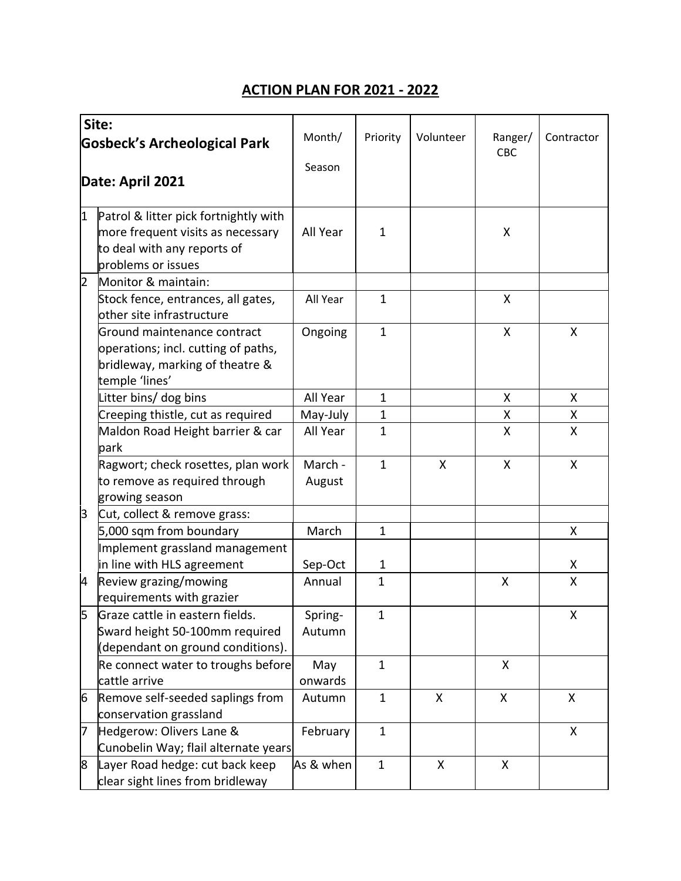# ACTION PLAN FOR 2021 - 2022

| | Site: Gosbeck's Archeological Park<br><br>Date: April 2021 | Month/ Season | Priority | Volunteer | Ranger/ CBC | Contractor |
|---|---|---|---|---|---|---|
| 1 | Patrol & litter pick fortnightly with more frequent visits as necessary to deal with any reports of problems or issues | All Year | 1 | | X | |
| 2 | Monitor & maintain: | | | | | |
| | Stock fence, entrances, all gates, other site infrastructure | All Year | 1 | | X | |
| | Ground maintenance contract operations; incl. cutting of paths, bridleway, marking of theatre & temple 'lines' | Ongoing | 1 | | X | X |
| | Litter bins/ dog bins | All Year | 1 | | X | X |
| | Creeping thistle, cut as required | May-July | 1 | | X | X |
| | Maldon Road Height barrier & car park | All Year | 1 | | X | X |
| | Ragwort; check rosettes, plan work to remove as required through growing season | March - August | 1 | X | X | X |
| 3 | Cut, collect & remove grass: | | | | | |
| | 5,000 sqm from boundary | March | 1 | | | X |
| | Implement grassland management in line with HLS agreement | Sep-Oct | 1 | | | X |
| 4 | Review grazing/mowing requirements with grazier | Annual | 1 | | X | X |
| 5 | Graze cattle in eastern fields. Sward height 50-100mm required (dependant on ground conditions). | Spring-Autumn | 1 | | | X |
| | Re connect water to troughs before cattle arrive | May onwards | 1 | | X | |
| 6 | Remove self-seeded saplings from conservation grassland | Autumn | 1 | X | X | X |
| 7 | Hedgerow: Olivers Lane & Cunobelin Way; flail alternate years | February | 1 | | | X |
| 8 | Layer Road hedge: cut back keep clear sight lines from bridleway | As & when | 1 | X | X | |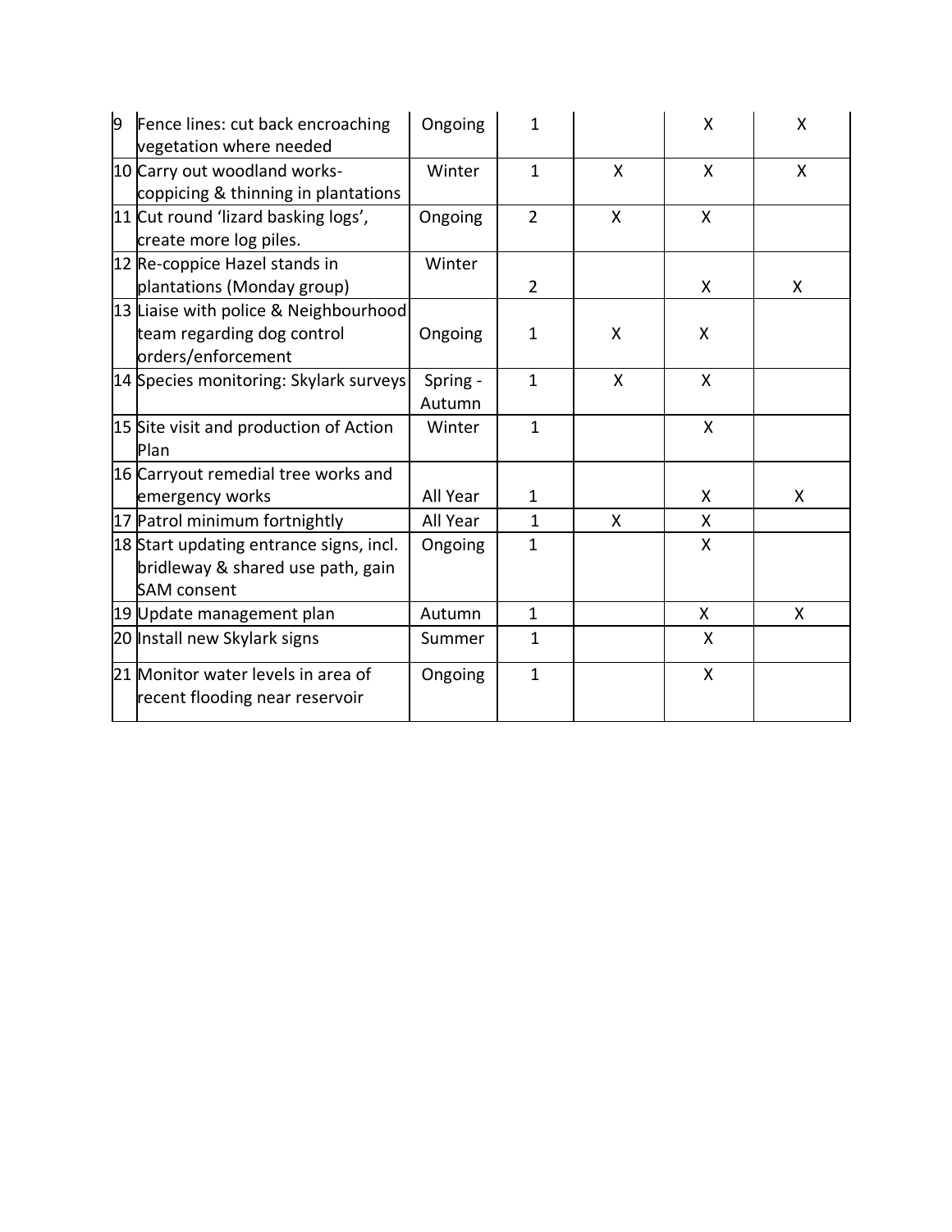| | | | | | | |
|---|---|---|---|---|---|---|
| 9 | Fence lines: cut back encroaching vegetation where needed | Ongoing | 1 | | X | X |
| 10 | Carry out woodland works- coppicing & thinning in plantations | Winter | 1 | X | X | X |
| 11 | Cut round 'lizard basking logs', create more log piles. | Ongoing | 2 | X | X | |
| 12 | Re-coppice Hazel stands in plantations (Monday group) | Winter | 2 | | X | X |
| 13 | Liaise with police & Neighbourhood team regarding dog control orders/enforcement | Ongoing | 1 | X | X | |
| 14 | Species monitoring: Skylark surveys | Spring - Autumn | 1 | X | X | |
| 15 | Site visit and production of Action Plan | Winter | 1 | | X | |
| 16 | Carryout remedial tree works and emergency works | All Year | 1 | | X | X |
| 17 | Patrol minimum fortnightly | All Year | 1 | X | X | |
| 18 | Start updating entrance signs, incl. bridleway & shared use path, gain SAM consent | Ongoing | 1 | | X | |
| 19 | Update management plan | Autumn | 1 | | X | X |
| 20 | Install new Skylark signs | Summer | 1 | | X | |
| 21 | Monitor water levels in area of recent flooding near reservoir | Ongoing | 1 | | X | |